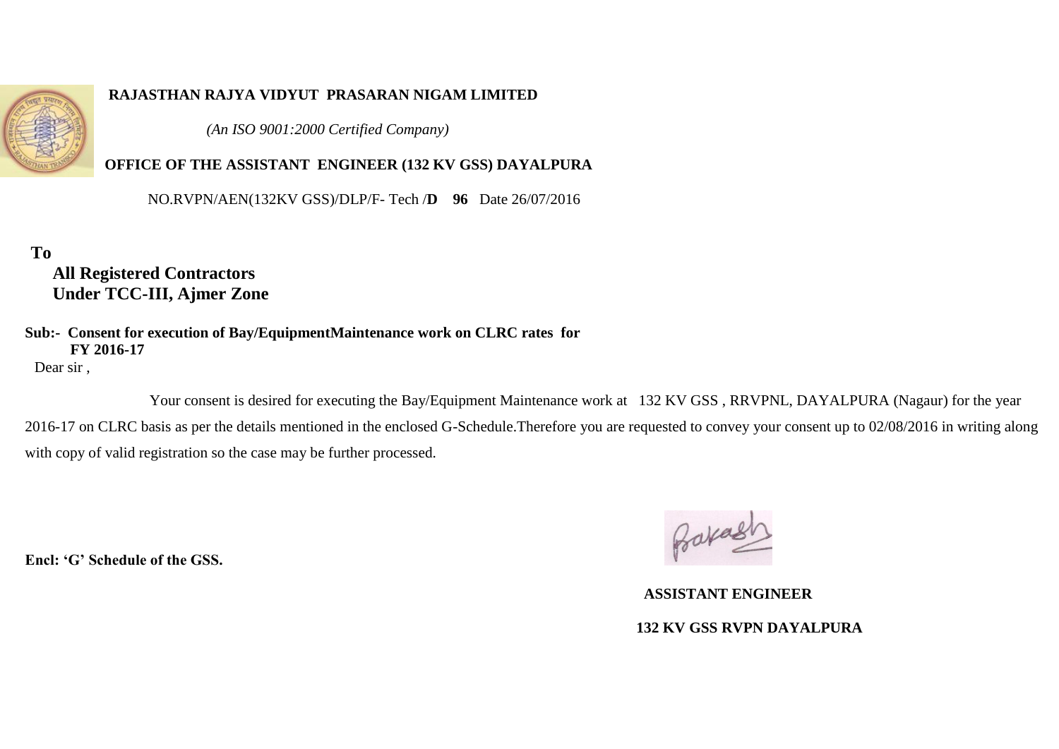**RAJASTHAN RAJYA VIDYUT PRASARAN NIGAM LIMITED**

*(An ISO 9001:2000 Certified Company)*

**OFFICE OF THE ASSISTANT ENGINEER (132 KV GSS) DAYALPURA**

NO.RVPN/AEN(132KV GSS)/DLP/F- Tech /**D 96** Date 26/07/2016

**To**

**All Registered Contractors**
**Under TCC-III, Ajmer Zone**

**Sub:- Consent for execution of Bay/EquipmentMaintenance work on CLRC rates for FY 2016-17**

Dear sir ,

Your consent is desired for executing the Bay/Equipment Maintenance work at 132 KV GSS , RRVPNL, DAYALPURA (Nagaur) for the year 2016-17 on CLRC basis as per the details mentioned in the enclosed G-Schedule.Therefore you are requested to convey your consent up to 02/08/2016 in writing along with copy of valid registration so the case may be further processed.

**Encl: 'G' Schedule of the GSS.**

Prakash

**ASSISTANT ENGINEER**

**132 KV GSS RVPN DAYALPURA**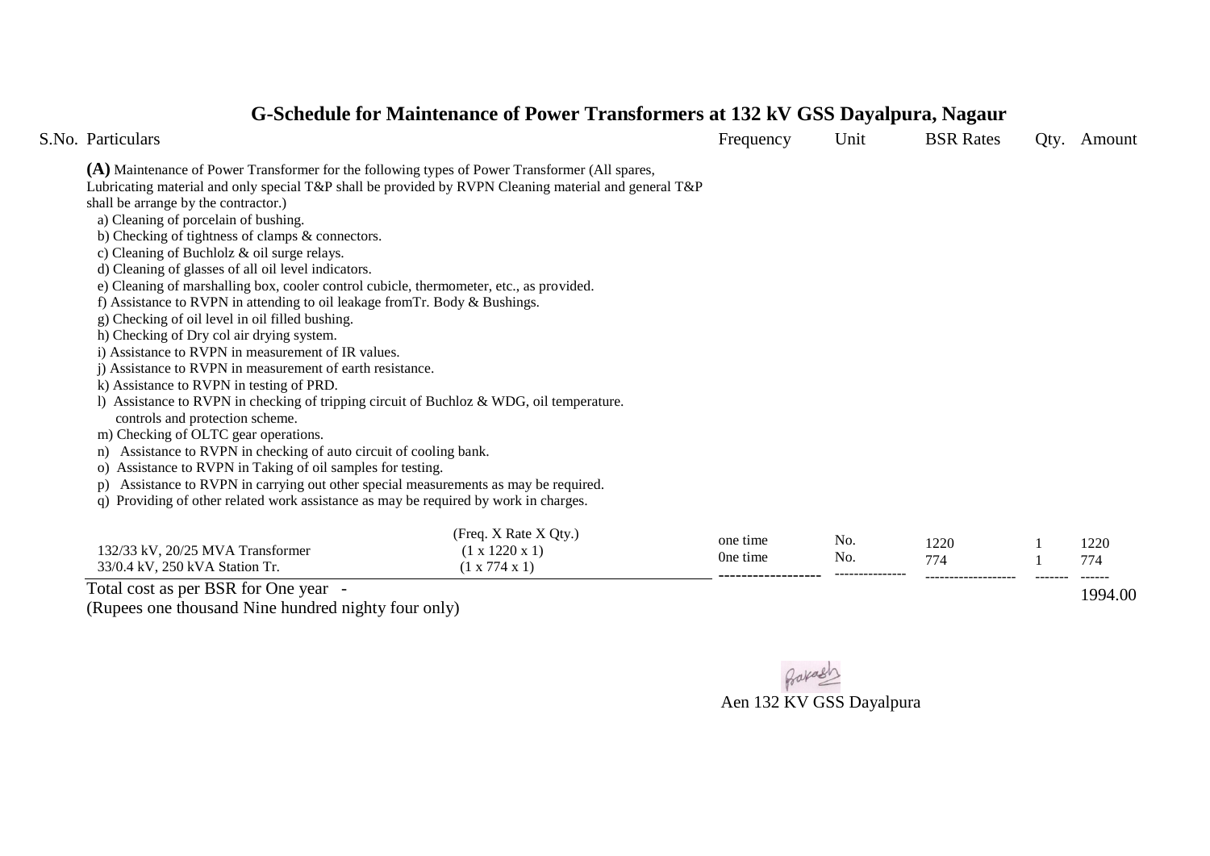# G-Schedule for Maintenance of Power Transformers at 132 kV GSS Dayalpura, Nagaur

| S.No. | Particulars | | Frequency | Unit | BSR Rates | Qty. | Amount |
|---|---|---|---|---|---|---|---|
| | **(A)** Maintenance of Power Transformer for the following types of Power Transformer (All spares, Lubricating material and only special T&P shall be provided by RVPN Cleaning material and general T&P shall be arrange by the contractor.)<br>a) Cleaning of porcelain of bushing.<br>b) Checking of tightness of clamps & connectors.<br>c) Cleaning of Buchlolz & oil surge relays.<br>d) Cleaning of glasses of all oil level indicators.<br>e) Cleaning of marshalling box, cooler control cubicle, thermometer, etc., as provided.<br>f) Assistance to RVPN in attending to oil leakage fromTr. Body & Bushings.<br>g) Checking of oil level in oil filled bushing.<br>h) Checking of Dry col air drying system.<br>i) Assistance to RVPN in measurement of IR values.<br>j) Assistance to RVPN in measurement of earth resistance.<br>k) Assistance to RVPN in testing of PRD.<br>l) Assistance to RVPN in checking of tripping circuit of Buchloz & WDG, oil temperature. controls and protection scheme.<br>m) Checking of OLTC gear operations.<br>n) Assistance to RVPN in checking of auto circuit of cooling bank.<br>o) Assistance to RVPN in Taking of oil samples for testing.<br>p) Assistance to RVPN in carrying out other special measurements as may be required.<br>q) Providing of other related work assistance as may be required by work in charges. | (Freq. X Rate X Qty.) | | | | | |
| | 132/33 kV, 20/25 MVA Transformer | (1 x 1220 x 1) | one time | No. | 1220 | 1 | 1220 |
| | 33/0.4 kV, 250 kVA Station Tr. | (1 x 774 x 1) | 0ne time | No. | 774 | 1 | 774 |
| | Total cost as per BSR for One year - | | | | | | 1994.00 |

(Rupees one thousand Nine hundred nighty four only)

Aen 132 KV GSS Dayalpura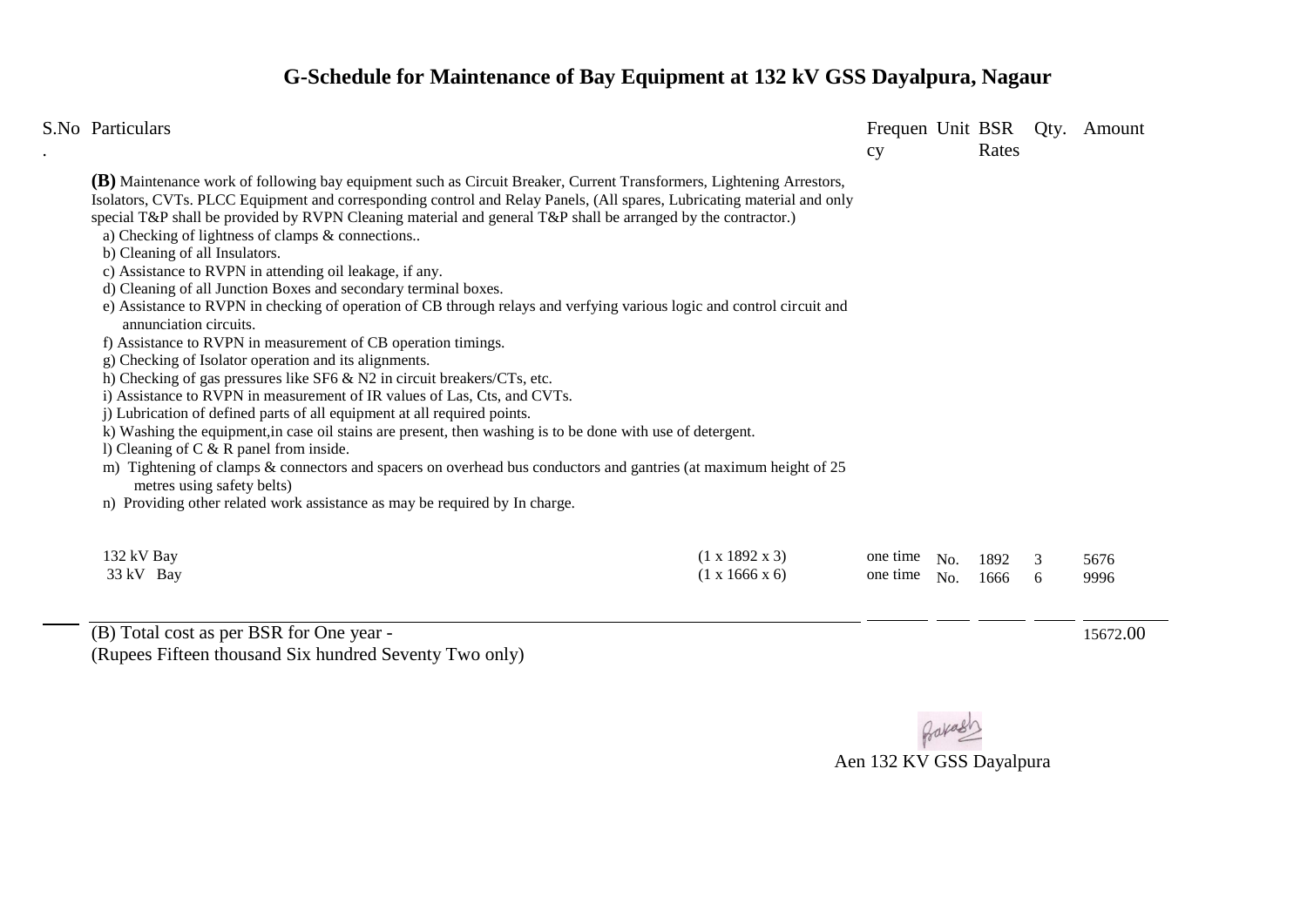# G-Schedule for Maintenance of Bay Equipment at 132 kV GSS Dayalpura, Nagaur

| S.No. | Particulars | | Frequency | Unit | BSR Rates | Qty. | Amount |
|---|---|---|---|---|---|---|---|
| | **(B)** Maintenance work of following bay equipment such as Circuit Breaker, Current Transformers, Lightening Arrestors, Isolators, CVTs. PLCC Equipment and corresponding control and Relay Panels, (All spares, Lubricating material and only special T&P shall be provided by RVPN Cleaning material and general T&P shall be arranged by the contractor.)<br>a) Checking of lightness of clamps & connections..<br>b) Cleaning of all Insulators.<br>c) Assistance to RVPN in attending oil leakage, if any.<br>d) Cleaning of all Junction Boxes and secondary terminal boxes.<br>e) Assistance to RVPN in checking of operation of CB through relays and verfying various logic and control circuit and annunciation circuits.<br>f) Assistance to RVPN in measurement of CB operation timings.<br>g) Checking of Isolator operation and its alignments.<br>h) Checking of gas pressures like SF6 & N2 in circuit breakers/CTs, etc.<br>i) Assistance to RVPN in measurement of IR values of Las, Cts, and CVTs.<br>j) Lubrication of defined parts of all equipment at all required points.<br>k) Washing the equipment,in case oil stains are present, then washing is to be done with use of detergent.<br>l) Cleaning of C & R panel from inside.<br>m) Tightening of clamps & connectors and spacers on overhead bus conductors and gantries (at maximum height of 25 metres using safety belts)<br>n) Providing other related work assistance as may be required by In charge. | | | | | | |
| | 132 kV Bay | (1 x 1892 x 3) | one time | No. | 1892 | 3 | 5676 |
| | 33 kV Bay | (1 x 1666 x 6) | one time | No. | 1666 | 6 | 9996 |
| | (B) Total cost as per BSR for One year - | | | | | | 15672.00 |

(Rupees Fifteen thousand Six hundred Seventy Two only)

Aen 132 KV GSS Dayalpura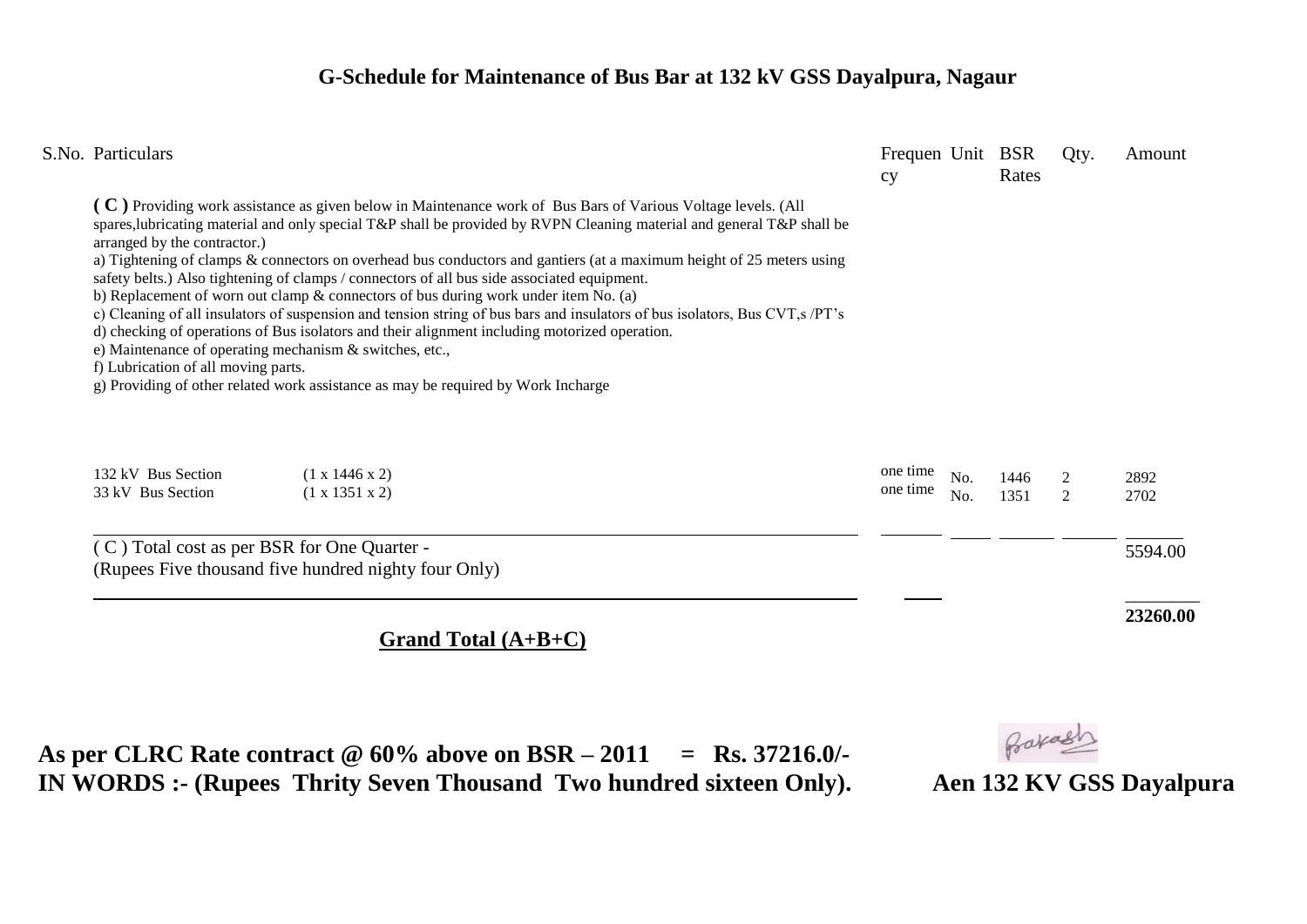## G-Schedule for Maintenance of Bus Bar at 132 kV GSS Dayalpura, Nagaur

| S.No. | Particulars | | Frequency | Unit | BSR Rates | Qty. | Amount |
|---|---|---|---|---|---|---|---|
| | **( C )** Providing work assistance as given below in Maintenance work of Bus Bars of Various Voltage levels. (All spares,lubricating material and only special T&P shall be provided by RVPN Cleaning material and general T&P shall be arranged by the contractor.)<br>a) Tightening of clamps & connectors on overhead bus conductors and gantiers (at a maximum height of 25 meters using safety belts.) Also tightening of clamps / connectors of all bus side associated equipment.<br>b) Replacement of worn out clamp & connectors of bus during work under item No. (a)<br>c) Cleaning of all insulators of suspension and tension string of bus bars and insulators of bus isolators, Bus CVT,s /PT's<br>d) checking of operations of Bus isolators and their alignment including motorized operation.<br>e) Maintenance of operating mechanism & switches, etc.,<br>f) Lubrication of all moving parts.<br>g) Providing of other related work assistance as may be required by Work Incharge | | | | | | |
| | 132 kV Bus Section | (1 x 1446 x 2) | one time | No. | 1446 | 2 | 2892 |
| | 33 kV Bus Section | (1 x 1351 x 2) | one time | No. | 1351 | 2 | 2702 |
| | ( C ) Total cost as per BSR for One Quarter -<br>(Rupees Five thousand five hundred nighty four Only) | | | | | | 5594.00 |
| | **Grand Total (A+B+C)** | | | | | | **23260.00** |

**As per CLRC Rate contract @ 60% above on BSR – 2011 = Rs. 37216.0/-**
**IN WORDS :- (Rupees Thrity Seven Thousand Two hundred sixteen Only).**

Prakash

**Aen 132 KV GSS Dayalpura**